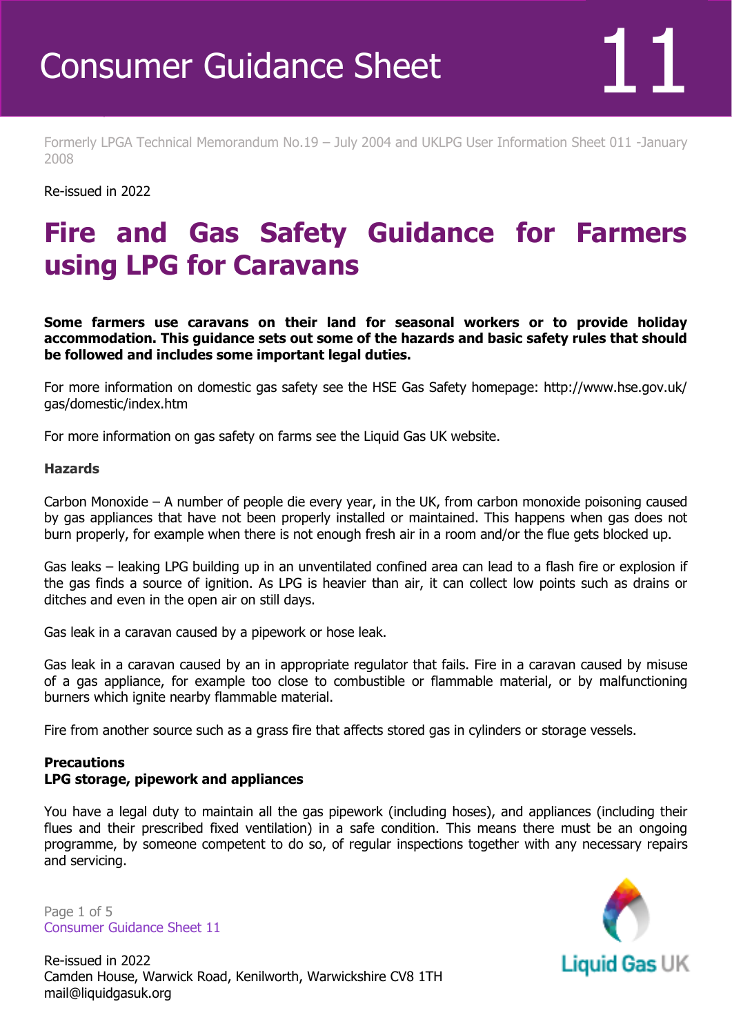# Consumer Guidance Sheet 11

Formerly LPGA Technical Memorandum No.19 – July 2004 and UKLPG User Information Sheet 011 -January 2008

Re-issued in 2022

## Fire and Gas Safety Guidance for Farmers using LPG for Caravans

**Some farmers use caravans on their land for seasonal workers or to provide holiday accommodation. This guidance sets out some of the hazards and basic safety rules that should be followed and includes some important legal duties.**

For more information on domestic gas safety see the HSE Gas Safety homepage: http://www.hse.gov.uk/gas/domestic/index.htm

For more information on gas safety on farms see the Liquid Gas UK website.

### Hazards

Carbon Monoxide – A number of people die every year, in the UK, from carbon monoxide poisoning caused by gas appliances that have not been properly installed or maintained. This happens when gas does not burn properly, for example when there is not enough fresh air in a room and/or the flue gets blocked up.

Gas leaks – leaking LPG building up in an unventilated confined area can lead to a flash fire or explosion if the gas finds a source of ignition. As LPG is heavier than air, it can collect low points such as drains or ditches and even in the open air on still days.

Gas leak in a caravan caused by a pipework or hose leak.

Gas leak in a caravan caused by an in appropriate regulator that fails. Fire in a caravan caused by misuse of a gas appliance, for example too close to combustible or flammable material, or by malfunctioning burners which ignite nearby flammable material.

Fire from another source such as a grass fire that affects stored gas in cylinders or storage vessels.

### Precautions

#### LPG storage, pipework and appliances

You have a legal duty to maintain all the gas pipework (including hoses), and appliances (including their flues and their prescribed fixed ventilation) in a safe condition. This means there must be an ongoing programme, by someone competent to do so, of regular inspections together with any necessary repairs and servicing.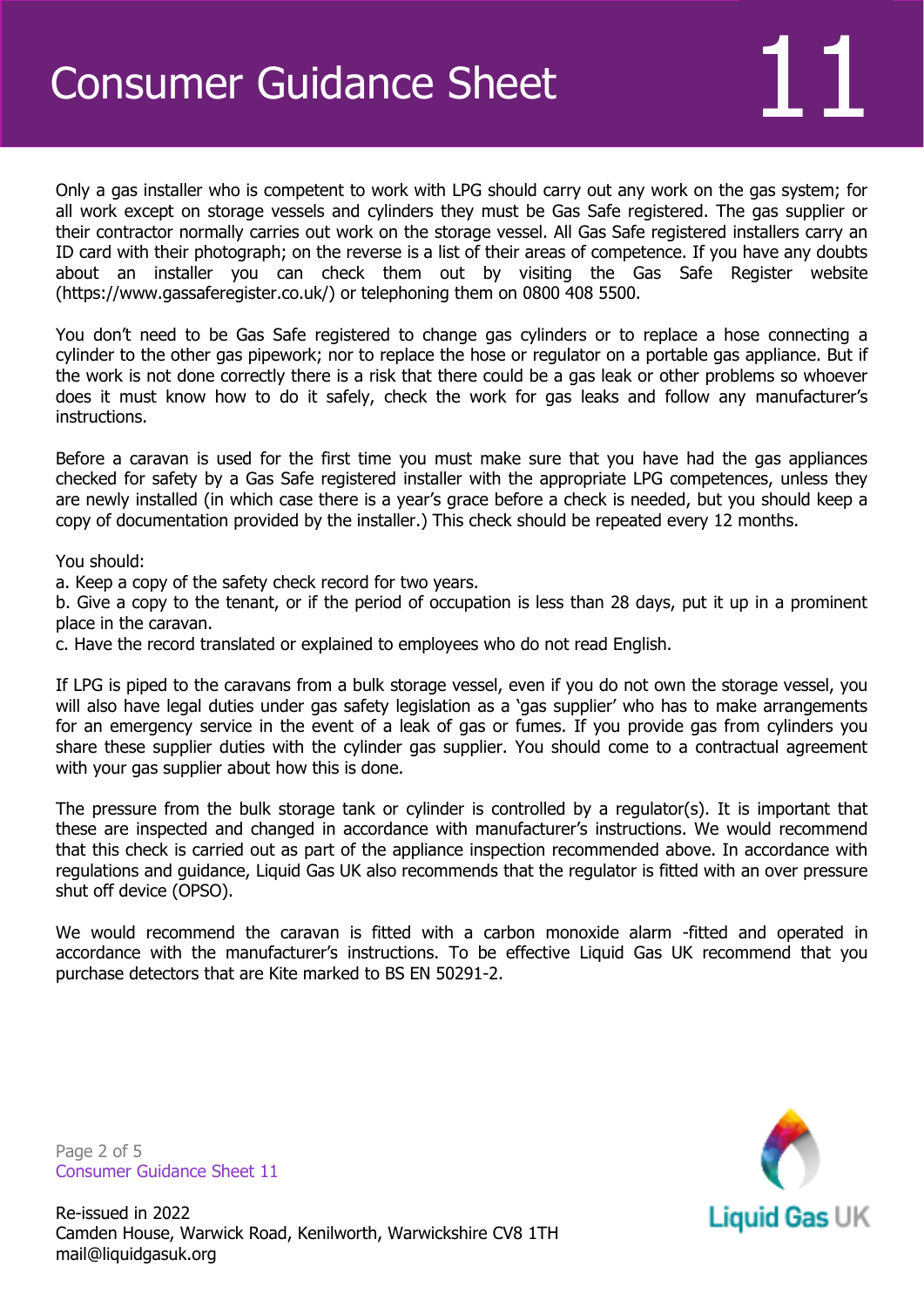Only a gas installer who is competent to work with LPG should carry out any work on the gas system; for all work except on storage vessels and cylinders they must be Gas Safe registered. The gas supplier or their contractor normally carries out work on the storage vessel. All Gas Safe registered installers carry an ID card with their photograph; on the reverse is a list of their areas of competence. If you have any doubts about an installer you can check them out by visiting the Gas Safe Register website (https://www.gassaferegister.co.uk/) or telephoning them on 0800 408 5500.

You don't need to be Gas Safe registered to change gas cylinders or to replace a hose connecting a cylinder to the other gas pipework; nor to replace the hose or regulator on a portable gas appliance. But if the work is not done correctly there is a risk that there could be a gas leak or other problems so whoever does it must know how to do it safely, check the work for gas leaks and follow any manufacturer's instructions.

Before a caravan is used for the first time you must make sure that you have had the gas appliances checked for safety by a Gas Safe registered installer with the appropriate LPG competences, unless they are newly installed (in which case there is a year's grace before a check is needed, but you should keep a copy of documentation provided by the installer.) This check should be repeated every 12 months.

You should:

a. Keep a copy of the safety check record for two years.

b. Give a copy to the tenant, or if the period of occupation is less than 28 days, put it up in a prominent place in the caravan.

c. Have the record translated or explained to employees who do not read English.

If LPG is piped to the caravans from a bulk storage vessel, even if you do not own the storage vessel, you will also have legal duties under gas safety legislation as a 'gas supplier' who has to make arrangements for an emergency service in the event of a leak of gas or fumes. If you provide gas from cylinders you share these supplier duties with the cylinder gas supplier. You should come to a contractual agreement with your gas supplier about how this is done.

The pressure from the bulk storage tank or cylinder is controlled by a regulator(s). It is important that these are inspected and changed in accordance with manufacturer's instructions. We would recommend that this check is carried out as part of the appliance inspection recommended above. In accordance with regulations and guidance, Liquid Gas UK also recommends that the regulator is fitted with an over pressure shut off device (OPSO).

We would recommend the caravan is fitted with a carbon monoxide alarm -fitted and operated in accordance with the manufacturer's instructions. To be effective Liquid Gas UK recommend that you purchase detectors that are Kite marked to BS EN 50291-2.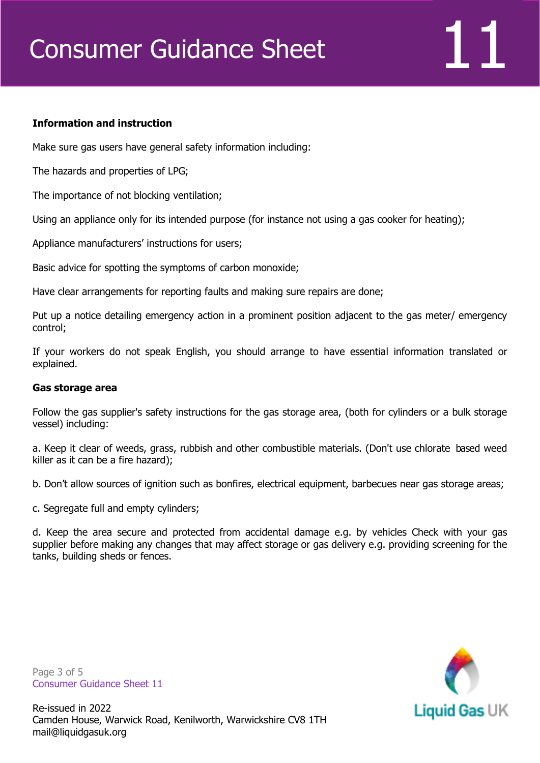**Information and instruction**

Make sure gas users have general safety information including:

The hazards and properties of LPG;

The importance of not blocking ventilation;

Using an appliance only for its intended purpose (for instance not using a gas cooker for heating);

Appliance manufacturers' instructions for users;

Basic advice for spotting the symptoms of carbon monoxide;

Have clear arrangements for reporting faults and making sure repairs are done;

Put up a notice detailing emergency action in a prominent position adjacent to the gas meter/ emergency control;

If your workers do not speak English, you should arrange to have essential information translated or explained.

**Gas storage area**

Follow the gas supplier's safety instructions for the gas storage area, (both for cylinders or a bulk storage vessel) including:

a. Keep it clear of weeds, grass, rubbish and other combustible materials. (Don't use chlorate based weed killer as it can be a fire hazard);

b. Don't allow sources of ignition such as bonfires, electrical equipment, barbecues near gas storage areas;

c. Segregate full and empty cylinders;

d. Keep the area secure and protected from accidental damage e.g. by vehicles Check with your gas supplier before making any changes that may affect storage or gas delivery e.g. providing screening for the tanks, building sheds or fences.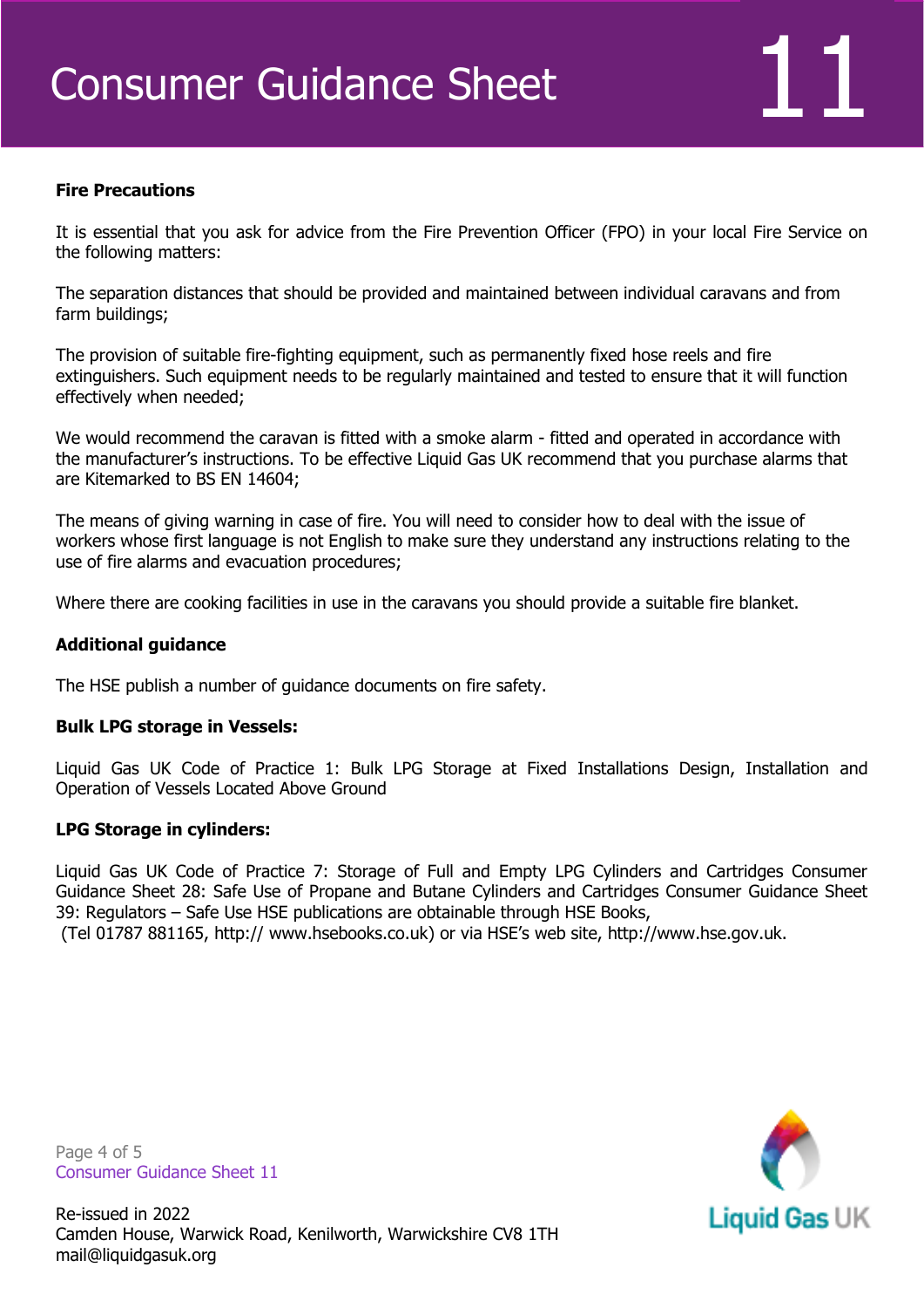## Fire Precautions

It is essential that you ask for advice from the Fire Prevention Officer (FPO) in your local Fire Service on the following matters:

The separation distances that should be provided and maintained between individual caravans and from farm buildings;

The provision of suitable fire-fighting equipment, such as permanently fixed hose reels and fire extinguishers. Such equipment needs to be regularly maintained and tested to ensure that it will function effectively when needed;

We would recommend the caravan is fitted with a smoke alarm - fitted and operated in accordance with the manufacturer's instructions. To be effective Liquid Gas UK recommend that you purchase alarms that are Kitemarked to BS EN 14604;

The means of giving warning in case of fire. You will need to consider how to deal with the issue of workers whose first language is not English to make sure they understand any instructions relating to the use of fire alarms and evacuation procedures;

Where there are cooking facilities in use in the caravans you should provide a suitable fire blanket.

## Additional guidance

The HSE publish a number of guidance documents on fire safety.

### Bulk LPG storage in Vessels:

Liquid Gas UK Code of Practice 1: Bulk LPG Storage at Fixed Installations Design, Installation and Operation of Vessels Located Above Ground

### LPG Storage in cylinders:

Liquid Gas UK Code of Practice 7: Storage of Full and Empty LPG Cylinders and Cartridges Consumer Guidance Sheet 28: Safe Use of Propane and Butane Cylinders and Cartridges Consumer Guidance Sheet 39: Regulators – Safe Use HSE publications are obtainable through HSE Books, (Tel 01787 881165, http:// www.hsebooks.co.uk) or via HSE's web site, http://www.hse.gov.uk.

Re-issued in 2022
Camden House, Warwick Road, Kenilworth, Warwickshire CV8 1TH
mail@liquidgasuk.org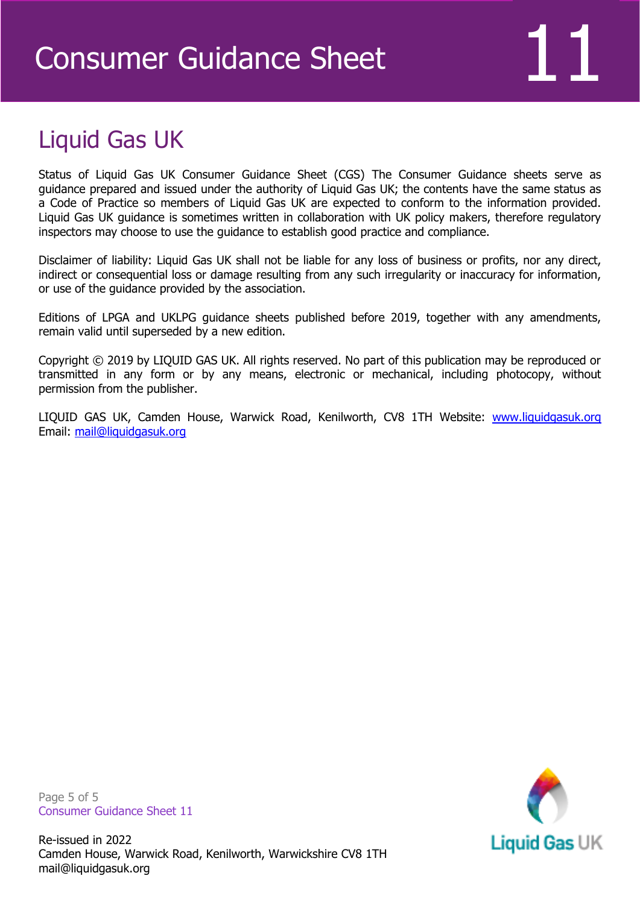# Liquid Gas UK

Status of Liquid Gas UK Consumer Guidance Sheet (CGS) The Consumer Guidance sheets serve as guidance prepared and issued under the authority of Liquid Gas UK; the contents have the same status as a Code of Practice so members of Liquid Gas UK are expected to conform to the information provided. Liquid Gas UK guidance is sometimes written in collaboration with UK policy makers, therefore regulatory inspectors may choose to use the guidance to establish good practice and compliance.

Disclaimer of liability: Liquid Gas UK shall not be liable for any loss of business or profits, nor any direct, indirect or consequential loss or damage resulting from any such irregularity or inaccuracy for information, or use of the guidance provided by the association.

Editions of LPGA and UKLPG guidance sheets published before 2019, together with any amendments, remain valid until superseded by a new edition.

Copyright © 2019 by LIQUID GAS UK. All rights reserved. No part of this publication may be reproduced or transmitted in any form or by any means, electronic or mechanical, including photocopy, without permission from the publisher.

LIQUID GAS UK, Camden House, Warwick Road, Kenilworth, CV8 1TH Website: www.liquidgasuk.org Email: mail@liquidgasuk.org

Re-issued in 2022
Camden House, Warwick Road, Kenilworth, Warwickshire CV8 1TH
mail@liquidgasuk.org